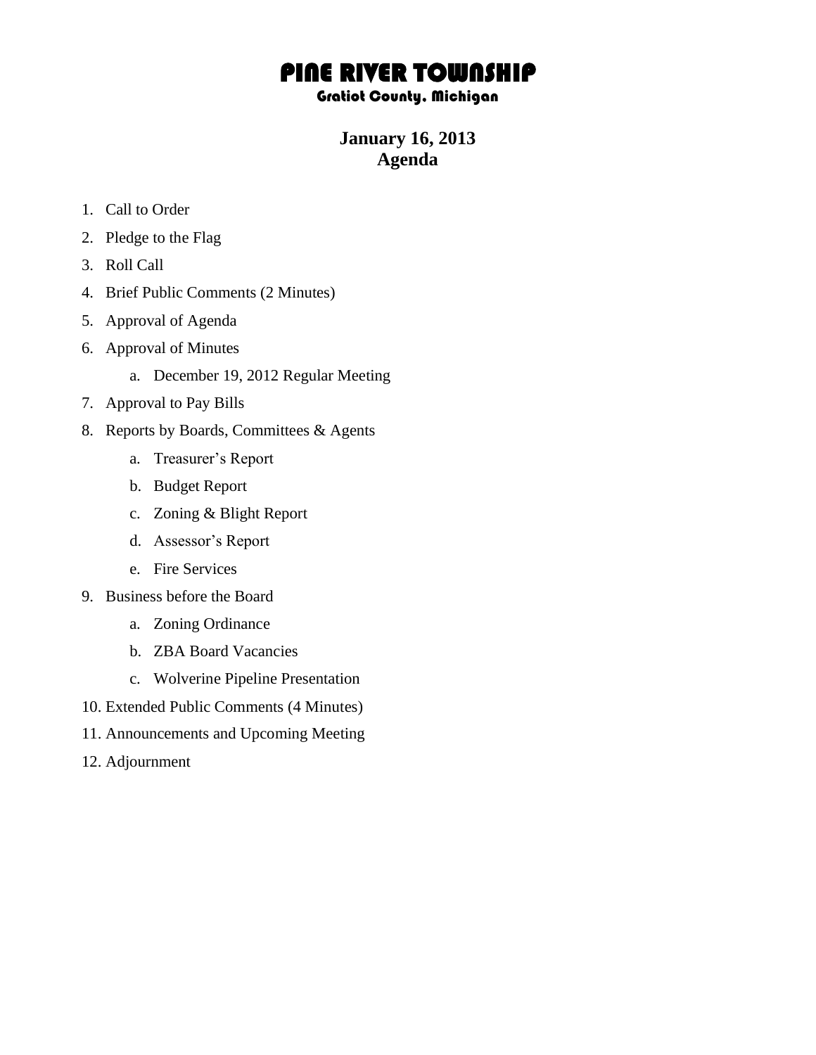# PINE RIVER TOWNSHIP

## Gratiot County, Michigan

## January 16, 2013
## Agenda

1. Call to Order
2. Pledge to the Flag
3. Roll Call
4. Brief Public Comments (2 Minutes)
5. Approval of Agenda
6. Approval of Minutes
    a. December 19, 2012 Regular Meeting
7. Approval to Pay Bills
8. Reports by Boards, Committees & Agents
    a. Treasurer's Report
    b. Budget Report
    c. Zoning & Blight Report
    d. Assessor's Report
    e. Fire Services
9. Business before the Board
    a. Zoning Ordinance
    b. ZBA Board Vacancies
    c. Wolverine Pipeline Presentation
10. Extended Public Comments (4 Minutes)
11. Announcements and Upcoming Meeting
12. Adjournment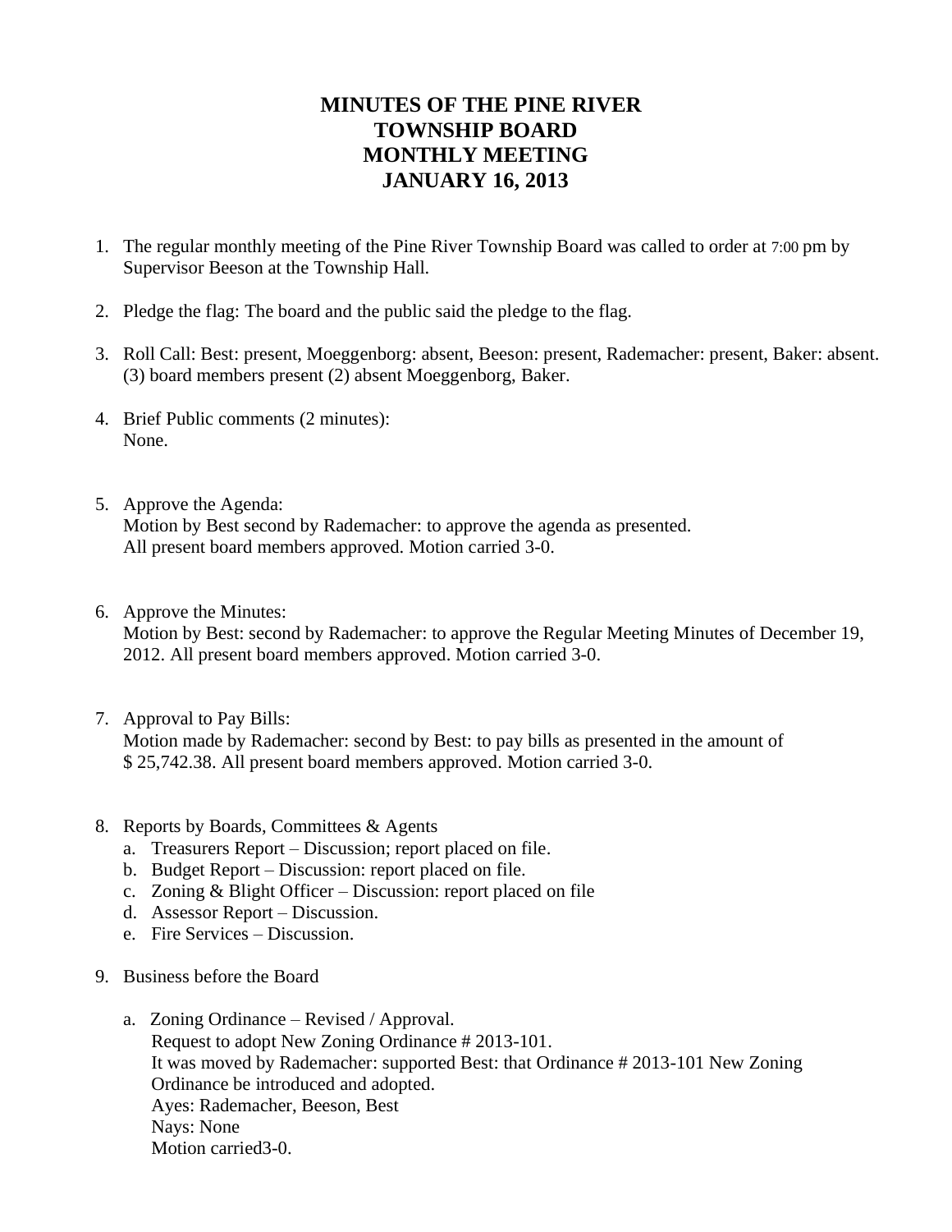# MINUTES OF THE PINE RIVER TOWNSHIP BOARD MONTHLY MEETING JANUARY 16, 2013

1. The regular monthly meeting of the Pine River Township Board was called to order at 7:00 pm by Supervisor Beeson at the Township Hall.

2. Pledge the flag: The board and the public said the pledge to the flag.

3. Roll Call: Best: present, Moeggenborg: absent, Beeson: present, Rademacher: present, Baker: absent. (3) board members present (2) absent Moeggenborg, Baker.

4. Brief Public comments (2 minutes):
   None.

5. Approve the Agenda:
   Motion by Best second by Rademacher: to approve the agenda as presented.
   All present board members approved. Motion carried 3-0.

6. Approve the Minutes:
   Motion by Best: second by Rademacher: to approve the Regular Meeting Minutes of December 19, 2012. All present board members approved. Motion carried 3-0.

7. Approval to Pay Bills:
   Motion made by Rademacher: second by Best: to pay bills as presented in the amount of $ 25,742.38. All present board members approved. Motion carried 3-0.

8. Reports by Boards, Committees & Agents
   a. Treasurers Report – Discussion; report placed on file.
   b. Budget Report – Discussion: report placed on file.
   c. Zoning & Blight Officer – Discussion: report placed on file
   d. Assessor Report – Discussion.
   e. Fire Services – Discussion.

9. Business before the Board

   a. Zoning Ordinance – Revised / Approval.
      Request to adopt New Zoning Ordinance # 2013-101.
      It was moved by Rademacher: supported Best: that Ordinance # 2013-101 New Zoning Ordinance be introduced and adopted.
      Ayes: Rademacher, Beeson, Best
      Nays: None
      Motion carried3-0.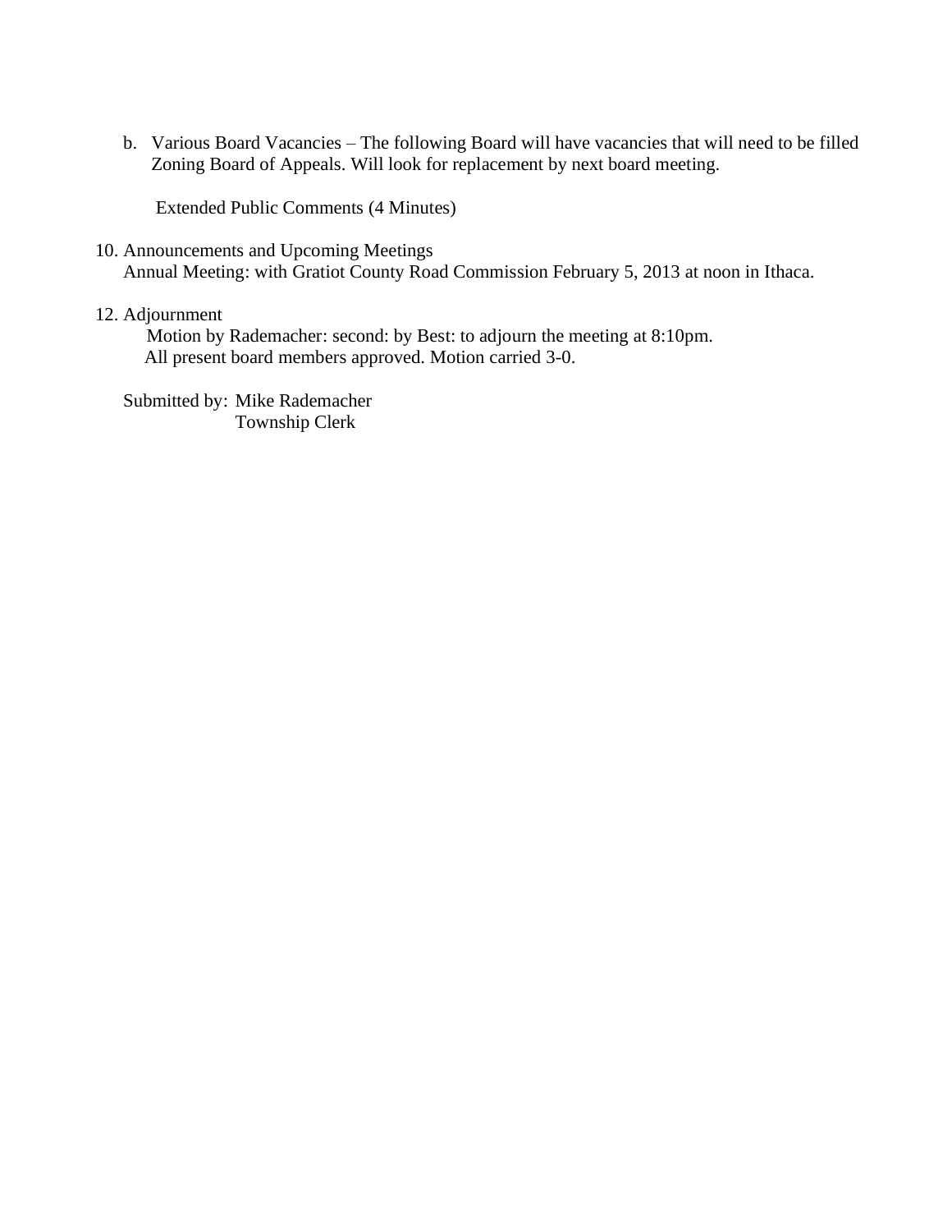b. Various Board Vacancies – The following Board will have vacancies that will need to be filled Zoning Board of Appeals. Will look for replacement by next board meeting.

Extended Public Comments (4 Minutes)

10. Announcements and Upcoming Meetings
    Annual Meeting: with Gratiot County Road Commission February 5, 2013 at noon in Ithaca.

12. Adjournment
    Motion by Rademacher: second: by Best: to adjourn the meeting at 8:10pm.
    All present board members approved. Motion carried 3-0.

Submitted by: Mike Rademacher
Township Clerk